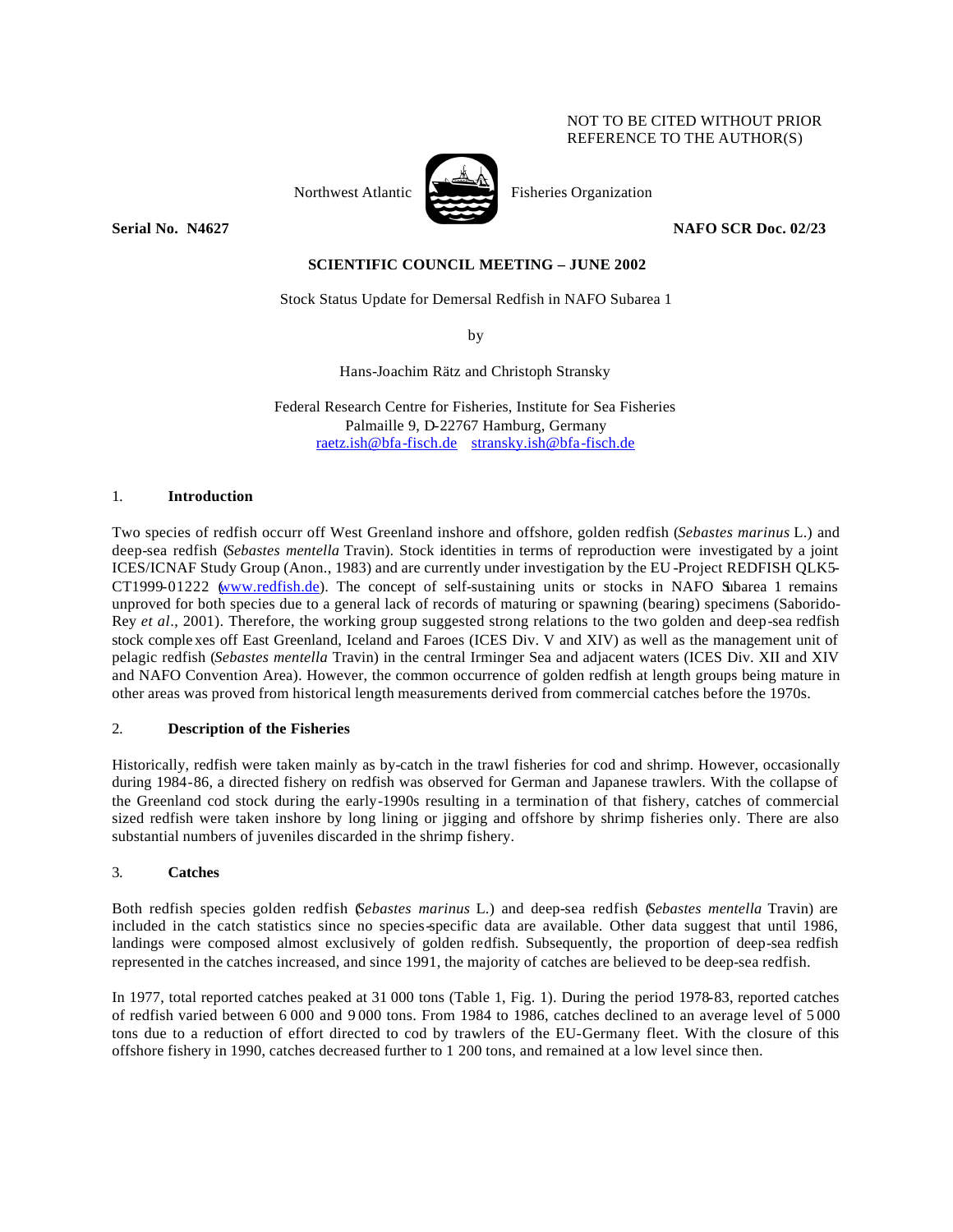NOT TO BE CITED WITHOUT PRIOR REFERENCE TO THE AUTHOR(S)

Northwest Atlantic Fisheries Organization

**Serial No. N4627** **NAFO SCR Doc. 02/23**

**SCIENTIFIC COUNCIL MEETING – JUNE 2002**

Stock Status Update for Demersal Redfish in NAFO Subarea 1

by

Hans-Joachim Rätz and Christoph Stransky

Federal Research Centre for Fisheries, Institute for Sea Fisheries
Palmaille 9, D-22767 Hamburg, Germany
raetz.ish@bfa-fisch.de stransky.ish@bfa-fisch.de

## 1. Introduction

Two species of redfish occurr off West Greenland inshore and offshore, golden redfish (*Sebastes marinus* L.) and deep-sea redfish (*Sebastes mentella* Travin). Stock identities in terms of reproduction were investigated by a joint ICES/ICNAF Study Group (Anon., 1983) and are currently under investigation by the EU-Project REDFISH QLK5-CT1999-01222 (www.redfish.de). The concept of self-sustaining units or stocks in NAFO Subarea 1 remains unproved for both species due to a general lack of records of maturing or spawning (bearing) specimens (Saborido-Rey *et al*., 2001). Therefore, the working group suggested strong relations to the two golden and deep-sea redfish stock complexes off East Greenland, Iceland and Faroes (ICES Div. V and XIV) as well as the management unit of pelagic redfish (*Sebastes mentella* Travin) in the central Irminger Sea and adjacent waters (ICES Div. XII and XIV and NAFO Convention Area). However, the common occurrence of golden redfish at length groups being mature in other areas was proved from historical length measurements derived from commercial catches before the 1970s.

## 2. Description of the Fisheries

Historically, redfish were taken mainly as by-catch in the trawl fisheries for cod and shrimp. However, occasionally during 1984-86, a directed fishery on redfish was observed for German and Japanese trawlers. With the collapse of the Greenland cod stock during the early-1990s resulting in a termination of that fishery, catches of commercial sized redfish were taken inshore by long lining or jigging and offshore by shrimp fisheries only. There are also substantial numbers of juveniles discarded in the shrimp fishery.

## 3. Catches

Both redfish species golden redfish (*Sebastes marinus* L.) and deep-sea redfish (*Sebastes mentella* Travin) are included in the catch statistics since no species-specific data are available. Other data suggest that until 1986, landings were composed almost exclusively of golden redfish. Subsequently, the proportion of deep-sea redfish represented in the catches increased, and since 1991, the majority of catches are believed to be deep-sea redfish.

In 1977, total reported catches peaked at 31 000 tons (Table 1, Fig. 1). During the period 1978-83, reported catches of redfish varied between 6 000 and 9 000 tons. From 1984 to 1986, catches declined to an average level of 5 000 tons due to a reduction of effort directed to cod by trawlers of the EU-Germany fleet. With the closure of this offshore fishery in 1990, catches decreased further to 1 200 tons, and remained at a low level since then.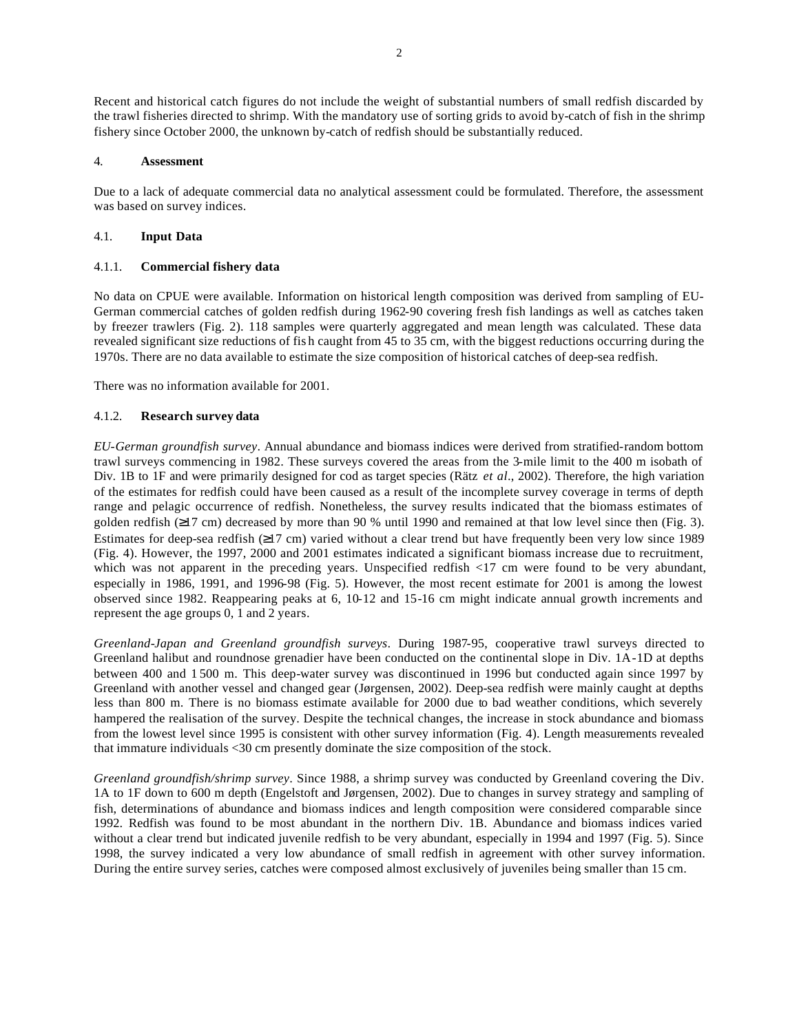Recent and historical catch figures do not include the weight of substantial numbers of small redfish discarded by the trawl fisheries directed to shrimp. With the mandatory use of sorting grids to avoid by-catch of fish in the shrimp fishery since October 2000, the unknown by-catch of redfish should be substantially reduced.

## 4. Assessment

Due to a lack of adequate commercial data no analytical assessment could be formulated. Therefore, the assessment was based on survey indices.

### 4.1. Input Data

#### 4.1.1. Commercial fishery data

No data on CPUE were available. Information on historical length composition was derived from sampling of EU-German commercial catches of golden redfish during 1962-90 covering fresh fish landings as well as catches taken by freezer trawlers (Fig. 2). 118 samples were quarterly aggregated and mean length was calculated. These data revealed significant size reductions of fish caught from 45 to 35 cm, with the biggest reductions occurring during the 1970s. There are no data available to estimate the size composition of historical catches of deep-sea redfish.

There was no information available for 2001.

#### 4.1.2. Research survey data

*EU-German groundfish survey*. Annual abundance and biomass indices were derived from stratified-random bottom trawl surveys commencing in 1982. These surveys covered the areas from the 3-mile limit to the 400 m isobath of Div. 1B to 1F and were primarily designed for cod as target species (Rätz *et al*., 2002). Therefore, the high variation of the estimates for redfish could have been caused as a result of the incomplete survey coverage in terms of depth range and pelagic occurrence of redfish. Nonetheless, the survey results indicated that the biomass estimates of golden redfish (≥17 cm) decreased by more than 90 % until 1990 and remained at that low level since then (Fig. 3). Estimates for deep-sea redfish (≥17 cm) varied without a clear trend but have frequently been very low since 1989 (Fig. 4). However, the 1997, 2000 and 2001 estimates indicated a significant biomass increase due to recruitment, which was not apparent in the preceding years. Unspecified redfish <17 cm were found to be very abundant, especially in 1986, 1991, and 1996-98 (Fig. 5). However, the most recent estimate for 2001 is among the lowest observed since 1982. Reappearing peaks at 6, 10-12 and 15-16 cm might indicate annual growth increments and represent the age groups 0, 1 and 2 years.

*Greenland-Japan and Greenland groundfish surveys*. During 1987-95, cooperative trawl surveys directed to Greenland halibut and roundnose grenadier have been conducted on the continental slope in Div. 1A-1D at depths between 400 and 1 500 m. This deep-water survey was discontinued in 1996 but conducted again since 1997 by Greenland with another vessel and changed gear (Jørgensen, 2002). Deep-sea redfish were mainly caught at depths less than 800 m. There is no biomass estimate available for 2000 due to bad weather conditions, which severely hampered the realisation of the survey. Despite the technical changes, the increase in stock abundance and biomass from the lowest level since 1995 is consistent with other survey information (Fig. 4). Length measurements revealed that immature individuals <30 cm presently dominate the size composition of the stock.

*Greenland groundfish/shrimp survey*. Since 1988, a shrimp survey was conducted by Greenland covering the Div. 1A to 1F down to 600 m depth (Engelstoft and Jørgensen, 2002). Due to changes in survey strategy and sampling of fish, determinations of abundance and biomass indices and length composition were considered comparable since 1992. Redfish was found to be most abundant in the northern Div. 1B. Abundance and biomass indices varied without a clear trend but indicated juvenile redfish to be very abundant, especially in 1994 and 1997 (Fig. 5). Since 1998, the survey indicated a very low abundance of small redfish in agreement with other survey information. During the entire survey series, catches were composed almost exclusively of juveniles being smaller than 15 cm.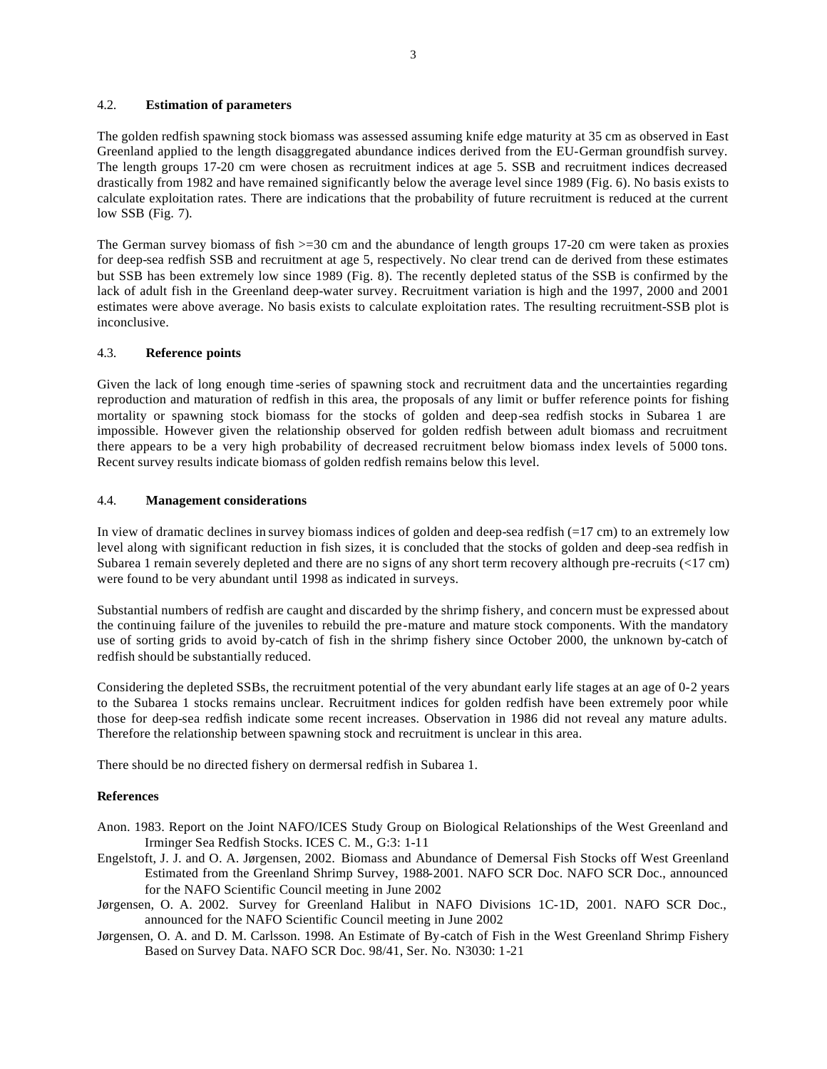### 4.2. **Estimation of parameters**

The golden redfish spawning stock biomass was assessed assuming knife edge maturity at 35 cm as observed in East Greenland applied to the length disaggregated abundance indices derived from the EU-German groundfish survey. The length groups 17-20 cm were chosen as recruitment indices at age 5. SSB and recruitment indices decreased drastically from 1982 and have remained significantly below the average level since 1989 (Fig. 6). No basis exists to calculate exploitation rates. There are indications that the probability of future recruitment is reduced at the current low SSB (Fig. 7).

The German survey biomass of fish >=30 cm and the abundance of length groups 17-20 cm were taken as proxies for deep-sea redfish SSB and recruitment at age 5, respectively. No clear trend can de derived from these estimates but SSB has been extremely low since 1989 (Fig. 8). The recently depleted status of the SSB is confirmed by the lack of adult fish in the Greenland deep-water survey. Recruitment variation is high and the 1997, 2000 and 2001 estimates were above average. No basis exists to calculate exploitation rates. The resulting recruitment-SSB plot is inconclusive.

### 4.3. **Reference points**

Given the lack of long enough time-series of spawning stock and recruitment data and the uncertainties regarding reproduction and maturation of redfish in this area, the proposals of any limit or buffer reference points for fishing mortality or spawning stock biomass for the stocks of golden and deep-sea redfish stocks in Subarea 1 are impossible. However given the relationship observed for golden redfish between adult biomass and recruitment there appears to be a very high probability of decreased recruitment below biomass index levels of 5000 tons. Recent survey results indicate biomass of golden redfish remains below this level.

### 4.4. **Management considerations**

In view of dramatic declines in survey biomass indices of golden and deep-sea redfish (=17 cm) to an extremely low level along with significant reduction in fish sizes, it is concluded that the stocks of golden and deep-sea redfish in Subarea 1 remain severely depleted and there are no signs of any short term recovery although pre-recruits (<17 cm) were found to be very abundant until 1998 as indicated in surveys.

Substantial numbers of redfish are caught and discarded by the shrimp fishery, and concern must be expressed about the continuing failure of the juveniles to rebuild the pre-mature and mature stock components. With the mandatory use of sorting grids to avoid by-catch of fish in the shrimp fishery since October 2000, the unknown by-catch of redfish should be substantially reduced.

Considering the depleted SSBs, the recruitment potential of the very abundant early life stages at an age of 0-2 years to the Subarea 1 stocks remains unclear. Recruitment indices for golden redfish have been extremely poor while those for deep-sea redfish indicate some recent increases. Observation in 1986 did not reveal any mature adults. Therefore the relationship between spawning stock and recruitment is unclear in this area.

There should be no directed fishery on dermersal redfish in Subarea 1.

#### **References**

Anon. 1983. Report on the Joint NAFO/ICES Study Group on Biological Relationships of the West Greenland and Irminger Sea Redfish Stocks. ICES C. M., G:3: 1-11

Engelstoft, J. J. and O. A. Jørgensen, 2002. Biomass and Abundance of Demersal Fish Stocks off West Greenland Estimated from the Greenland Shrimp Survey, 1988-2001. NAFO SCR Doc. NAFO SCR Doc., announced for the NAFO Scientific Council meeting in June 2002

Jørgensen, O. A. 2002. Survey for Greenland Halibut in NAFO Divisions 1C-1D, 2001. NAFO SCR Doc., announced for the NAFO Scientific Council meeting in June 2002

Jørgensen, O. A. and D. M. Carlsson. 1998. An Estimate of By-catch of Fish in the West Greenland Shrimp Fishery Based on Survey Data. NAFO SCR Doc. 98/41, Ser. No. N3030: 1-21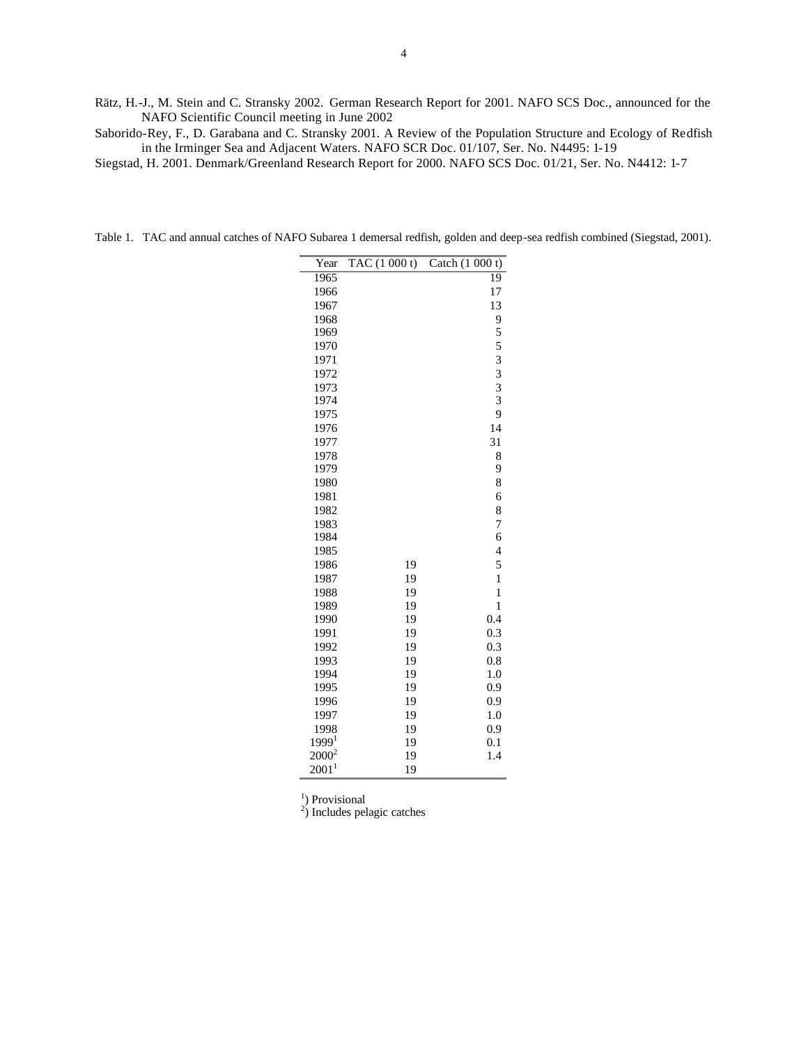Rätz, H.-J., M. Stein and C. Stransky 2002. German Research Report for 2001. NAFO SCS Doc., announced for the NAFO Scientific Council meeting in June 2002

Saborido-Rey, F., D. Garabana and C. Stransky 2001. A Review of the Population Structure and Ecology of Redfish in the Irminger Sea and Adjacent Waters. NAFO SCR Doc. 01/107, Ser. No. N4495: 1-19

Siegstad, H. 2001. Denmark/Greenland Research Report for 2000. NAFO SCS Doc. 01/21, Ser. No. N4412: 1-7

Table 1. TAC and annual catches of NAFO Subarea 1 demersal redfish, golden and deep-sea redfish combined (Siegstad, 2001).

| Year | TAC (1 000 t) | Catch (1 000 t) |
|---|---|---|
| 1965 | | 19 |
| 1966 | | 17 |
| 1967 | | 13 |
| 1968 | | 9 |
| 1969 | | 5 |
| 1970 | | 5 |
| 1971 | | 3 |
| 1972 | | 3 |
| 1973 | | 3 |
| 1974 | | 3 |
| 1975 | | 9 |
| 1976 | | 14 |
| 1977 | | 31 |
| 1978 | | 8 |
| 1979 | | 9 |
| 1980 | | 8 |
| 1981 | | 6 |
| 1982 | | 8 |
| 1983 | | 7 |
| 1984 | | 6 |
| 1985 | | 4 |
| 1986 | 19 | 5 |
| 1987 | 19 | 1 |
| 1988 | 19 | 1 |
| 1989 | 19 | 1 |
| 1990 | 19 | 0.4 |
| 1991 | 19 | 0.3 |
| 1992 | 19 | 0.3 |
| 1993 | 19 | 0.8 |
| 1994 | 19 | 1.0 |
| 1995 | 19 | 0.9 |
| 1996 | 19 | 0.9 |
| 1997 | 19 | 1.0 |
| 1998 | 19 | 0.9 |
| 1999[1] | 19 | 0.1 |
| 2000[2] | 19 | 1.4 |
| 2001[1] | 19 | |

[1]) Provisional

[2]) Includes pelagic catches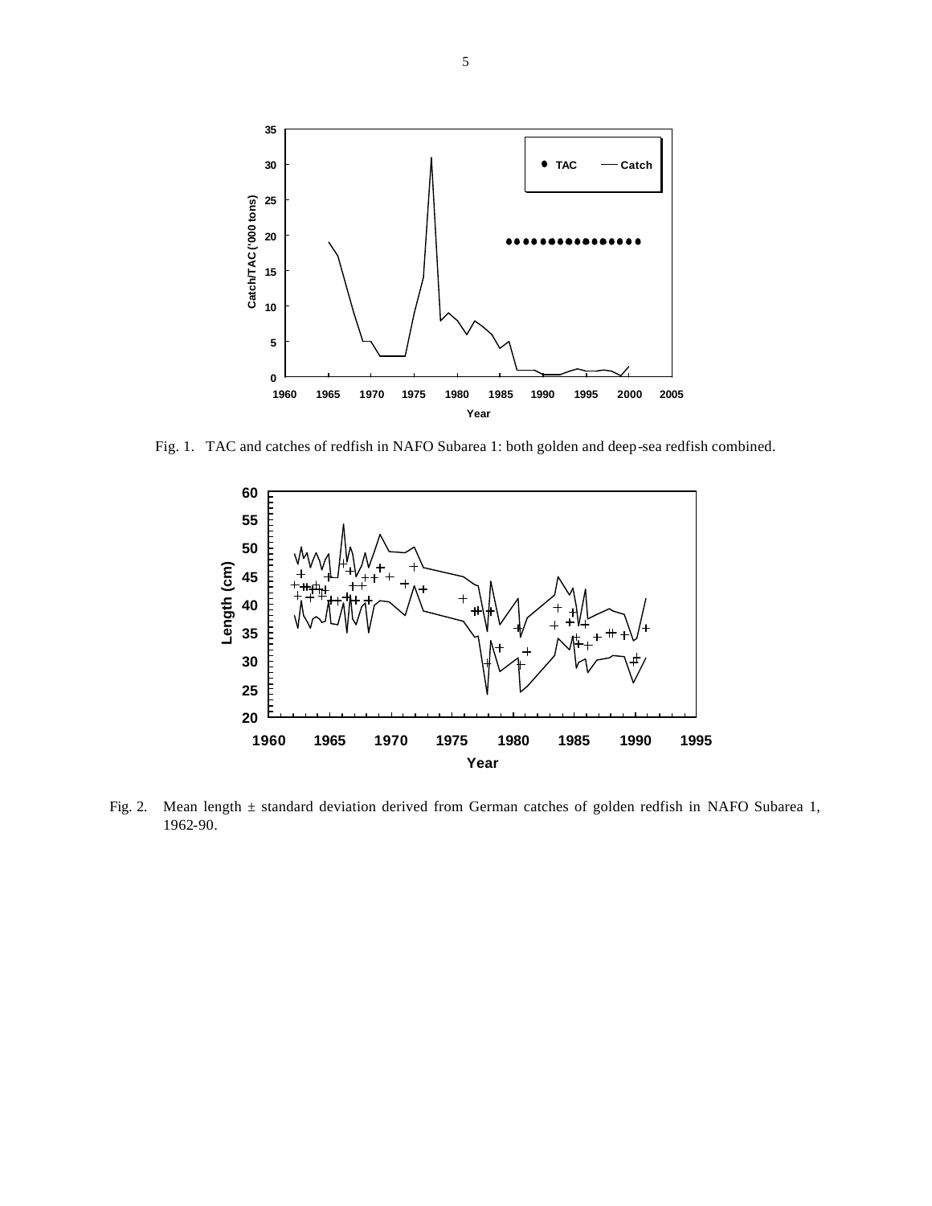Fig. 1. TAC and catches of redfish in NAFO Subarea 1: both golden and deep-sea redfish combined.

Fig. 2. Mean length ± standard deviation derived from German catches of golden redfish in NAFO Subarea 1, 1962-90.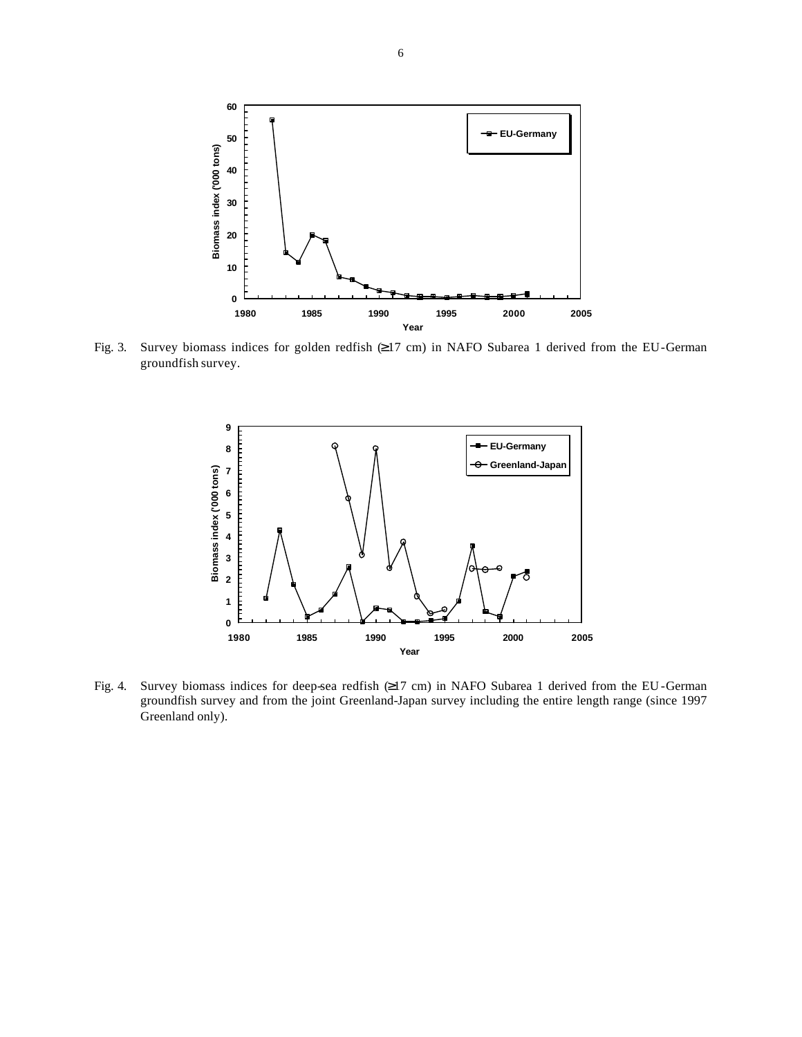Fig. 3. Survey biomass indices for golden redfish (≥17 cm) in NAFO Subarea 1 derived from the EU-German groundfish survey.

Fig. 4. Survey biomass indices for deep-sea redfish (≥17 cm) in NAFO Subarea 1 derived from the EU-German groundfish survey and from the joint Greenland-Japan survey including the entire length range (since 1997 Greenland only).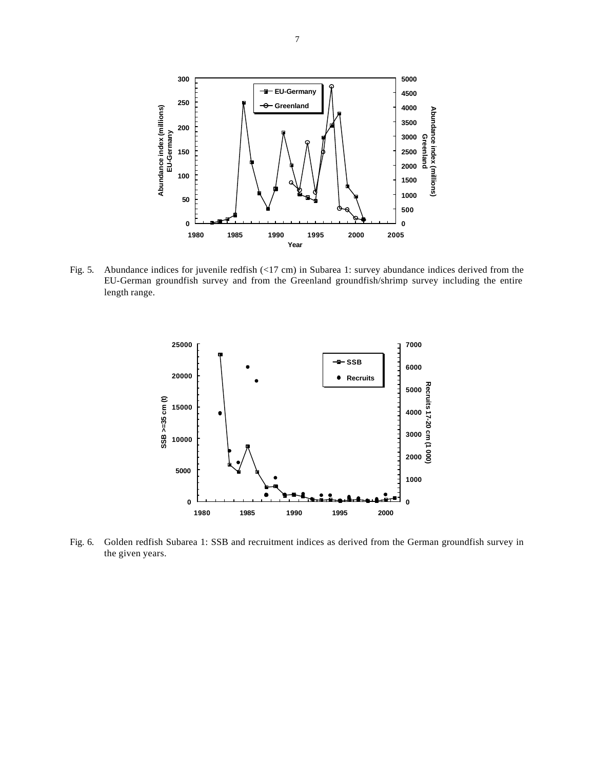Fig. 5. Abundance indices for juvenile redfish (<17 cm) in Subarea 1: survey abundance indices derived from the EU-German groundfish survey and from the Greenland groundfish/shrimp survey including the entire length range.

Fig. 6. Golden redfish Subarea 1: SSB and recruitment indices as derived from the German groundfish survey in the given years.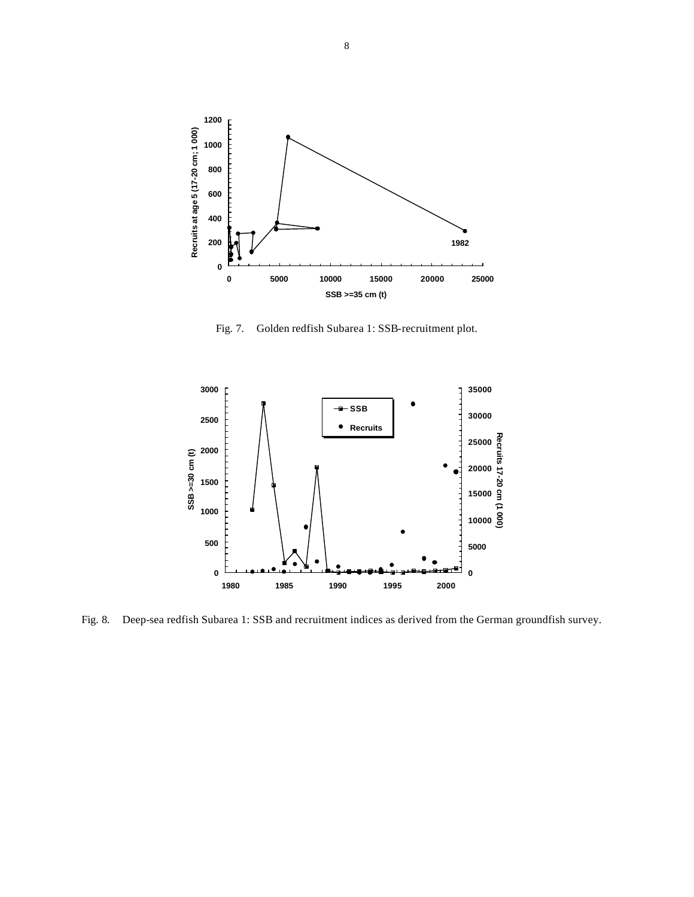Recruits at age 5 (17-20 cm; 1 000)

1200
1000
800
600
400
200
0

0
5000
10000
15000
20000
25000

SSB >=35 cm (t)

1982

Fig. 7. Golden redfish Subarea 1: SSB-recruitment plot.

SSB >=30 cm (t)

3000
2500
2000
1500
1000
500
0

Recruits 17-20 cm (1 000)

35000
30000
25000
20000
15000
10000
5000
0

1980
1985
1990
1995
2000

SSB

Recruits

Fig. 8. Deep-sea redfish Subarea 1: SSB and recruitment indices as derived from the German groundfish survey.